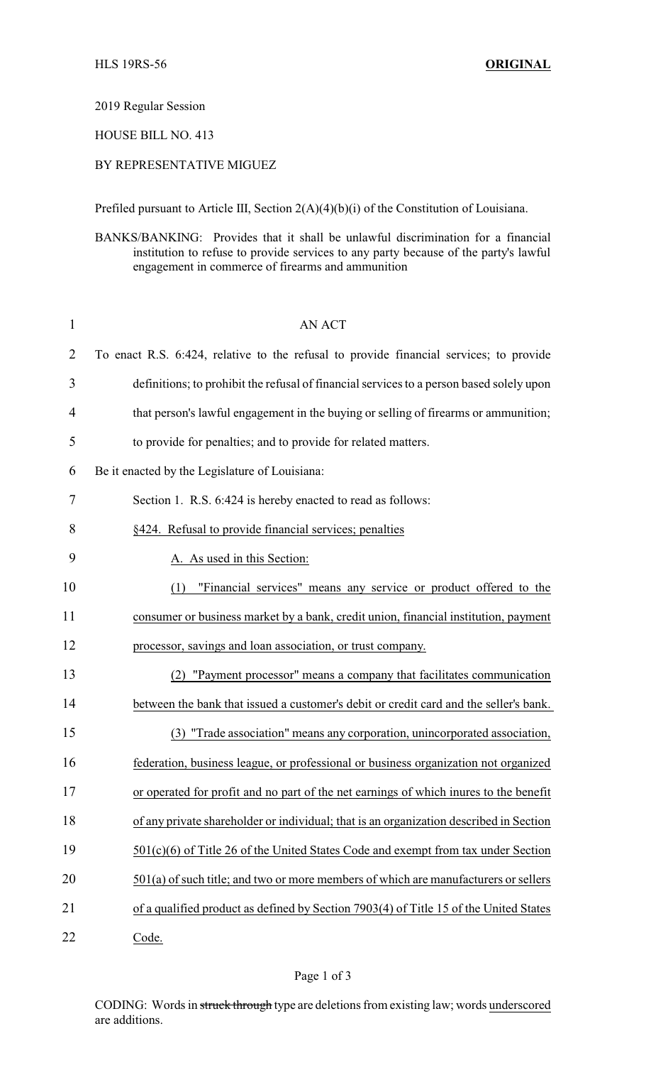HLS 19RS-56 **ORIGINAL**

2019 Regular Session

HOUSE BILL NO. 413

BY REPRESENTATIVE MIGUEZ

Prefiled pursuant to Article III, Section 2(A)(4)(b)(i) of the Constitution of Louisiana.

BANKS/BANKING: Provides that it shall be unlawful discrimination for a financial institution to refuse to provide services to any party because of the party's lawful engagement in commerce of firearms and ammunition

AN ACT

To enact R.S. 6:424, relative to the refusal to provide financial services; to provide definitions; to prohibit the refusal of financial services to a person based solely upon that person's lawful engagement in the buying or selling of firearms or ammunition; to provide for penalties; and to provide for related matters.

Be it enacted by the Legislature of Louisiana:

Section 1. R.S. 6:424 is hereby enacted to read as follows:

§424. Refusal to provide financial services; penalties

A. As used in this Section:

(1) "Financial services" means any service or product offered to the consumer or business market by a bank, credit union, financial institution, payment processor, savings and loan association, or trust company.

(2) "Payment processor" means a company that facilitates communication between the bank that issued a customer's debit or credit card and the seller's bank.

(3) "Trade association" means any corporation, unincorporated association, federation, business league, or professional or business organization not organized or operated for profit and no part of the net earnings of which inures to the benefit of any private shareholder or individual; that is an organization described in Section 501(c)(6) of Title 26 of the United States Code and exempt from tax under Section 501(a) of such title; and two or more members of which are manufacturers or sellers of a qualified product as defined by Section 7903(4) of Title 15 of the United States Code.

CODING: Words in ~~struck through~~ type are deletions from existing law; words underscored are additions.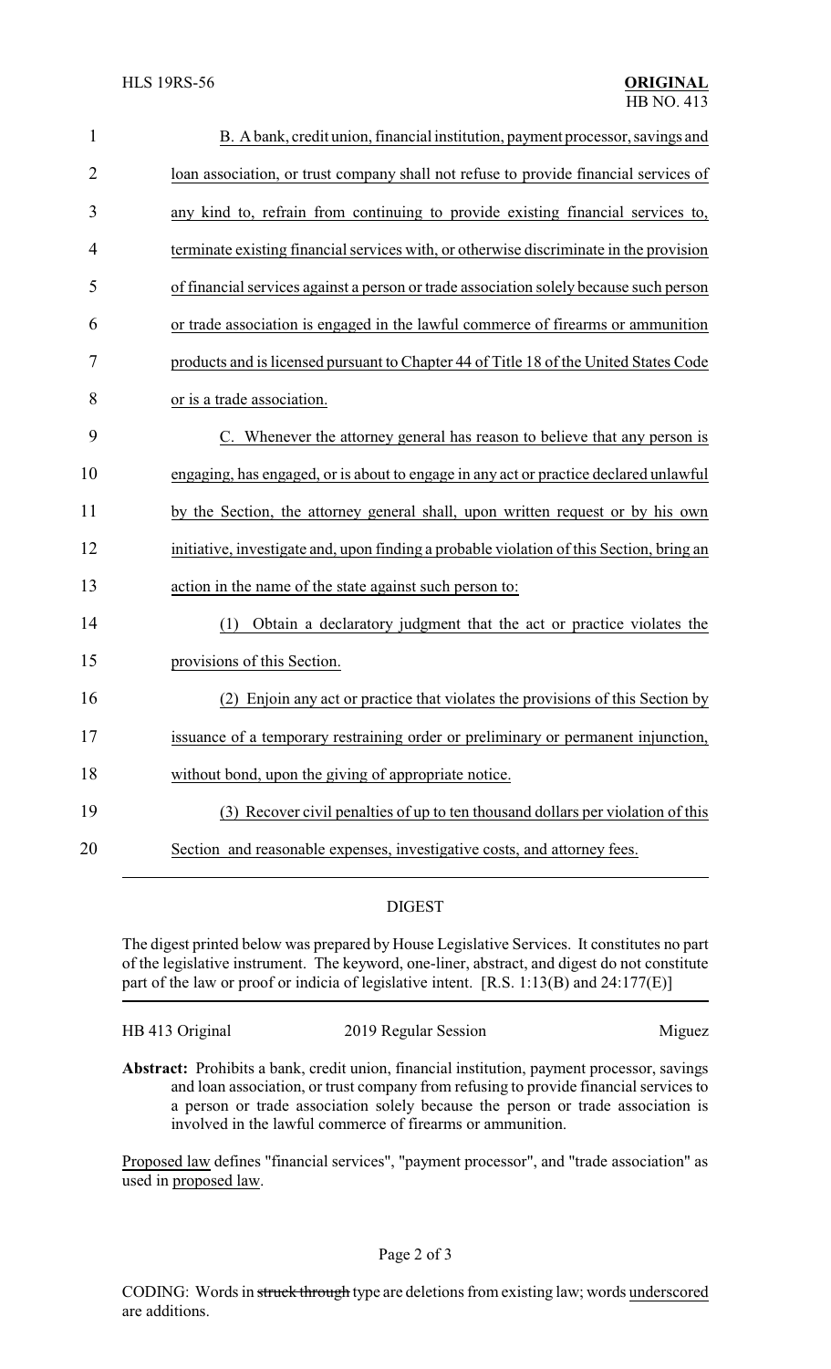B. A bank, credit union, financial institution, payment processor, savings and loan association, or trust company shall not refuse to provide financial services of any kind to, refrain from continuing to provide existing financial services to, terminate existing financial services with, or otherwise discriminate in the provision of financial services against a person or trade association solely because such person or trade association is engaged in the lawful commerce of firearms or ammunition products and is licensed pursuant to Chapter 44 of Title 18 of the United States Code or is a trade association.

C. Whenever the attorney general has reason to believe that any person is engaging, has engaged, or is about to engage in any act or practice declared unlawful by the Section, the attorney general shall, upon written request or by his own initiative, investigate and, upon finding a probable violation of this Section, bring an action in the name of the state against such person to:

(1) Obtain a declaratory judgment that the act or practice violates the provisions of this Section.

(2) Enjoin any act or practice that violates the provisions of this Section by issuance of a temporary restraining order or preliminary or permanent injunction, without bond, upon the giving of appropriate notice.

(3) Recover civil penalties of up to ten thousand dollars per violation of this Section and reasonable expenses, investigative costs, and attorney fees.

## DIGEST

The digest printed below was prepared by House Legislative Services. It constitutes no part of the legislative instrument. The keyword, one-liner, abstract, and digest do not constitute part of the law or proof or indicia of legislative intent. [R.S. 1:13(B) and 24:177(E)]

HB 413 Original | 2019 Regular Session | Miguez

**Abstract:** Prohibits a bank, credit union, financial institution, payment processor, savings and loan association, or trust company from refusing to provide financial services to a person or trade association solely because the person or trade association is involved in the lawful commerce of firearms or ammunition.

Proposed law defines "financial services", "payment processor", and "trade association" as used in proposed law.

CODING: Words in ~~struck through~~ type are deletions from existing law; words underscored are additions.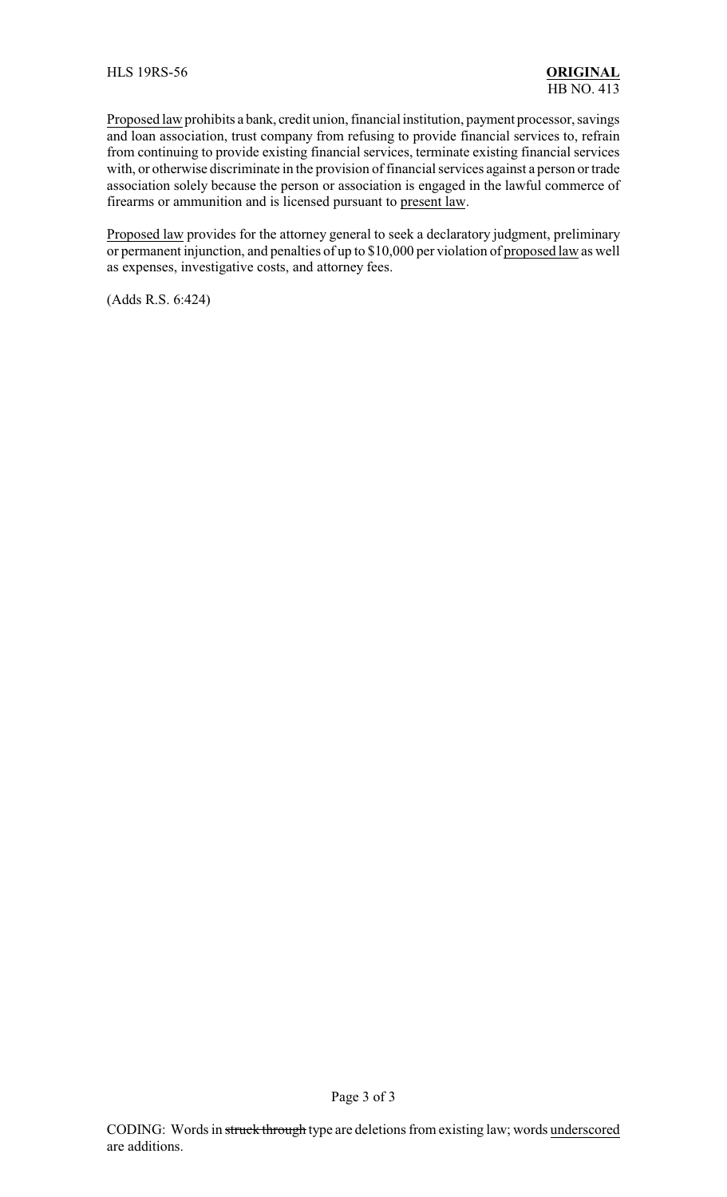Proposed law prohibits a bank, credit union, financial institution, payment processor, savings and loan association, trust company from refusing to provide financial services to, refrain from continuing to provide existing financial services, terminate existing financial services with, or otherwise discriminate in the provision of financial services against a person or trade association solely because the person or association is engaged in the lawful commerce of firearms or ammunition and is licensed pursuant to present law.

Proposed law provides for the attorney general to seek a declaratory judgment, preliminary or permanent injunction, and penalties of up to $10,000 per violation of proposed law as well as expenses, investigative costs, and attorney fees.

(Adds R.S. 6:424)

CODING: Words in ~~struck through~~ type are deletions from existing law; words underscored are additions.